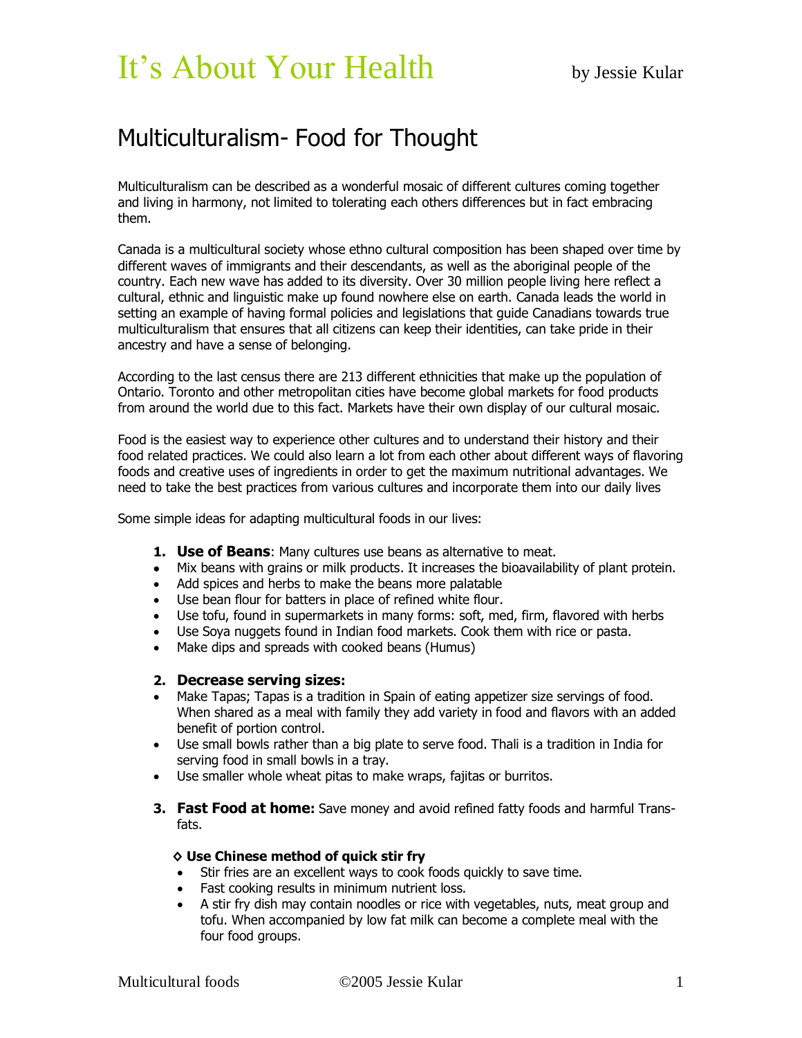# It's About Your Health

by Jessie Kular

## Multiculturalism- Food for Thought

Multiculturalism can be described as a wonderful mosaic of different cultures coming together and living in harmony, not limited to tolerating each others differences but in fact embracing them.

Canada is a multicultural society whose ethno cultural composition has been shaped over time by different waves of immigrants and their descendants, as well as the aboriginal people of the country. Each new wave has added to its diversity. Over 30 million people living here reflect a cultural, ethnic and linguistic make up found nowhere else on earth. Canada leads the world in setting an example of having formal policies and legislations that guide Canadians towards true multiculturalism that ensures that all citizens can keep their identities, can take pride in their ancestry and have a sense of belonging.

According to the last census there are 213 different ethnicities that make up the population of Ontario. Toronto and other metropolitan cities have become global markets for food products from around the world due to this fact. Markets have their own display of our cultural mosaic.

Food is the easiest way to experience other cultures and to understand their history and their food related practices. We could also learn a lot from each other about different ways of flavoring foods and creative uses of ingredients in order to get the maximum nutritional advantages. We need to take the best practices from various cultures and incorporate them into our daily lives

Some simple ideas for adapting multicultural foods in our lives:

1. **Use of Beans**: Many cultures use beans as alternative to meat.

- Mix beans with grains or milk products. It increases the bioavailability of plant protein.
- Add spices and herbs to make the beans more palatable
- Use bean flour for batters in place of refined white flour.
- Use tofu, found in supermarkets in many forms: soft, med, firm, flavored with herbs
- Use Soya nuggets found in Indian food markets. Cook them with rice or pasta.
- Make dips and spreads with cooked beans (Humus)

2. **Decrease serving sizes:**

- Make Tapas; Tapas is a tradition in Spain of eating appetizer size servings of food. When shared as a meal with family they add variety in food and flavors with an added benefit of portion control.
- Use small bowls rather than a big plate to serve food. Thali is a tradition in India for serving food in small bowls in a tray.
- Use smaller whole wheat pitas to make wraps, fajitas or burritos.

3. **Fast Food at home:** Save money and avoid refined fatty foods and harmful Trans-fats.

◊ **Use Chinese method of quick stir fry**

- Stir fries are an excellent ways to cook foods quickly to save time.
- Fast cooking results in minimum nutrient loss.
- A stir fry dish may contain noodles or rice with vegetables, nuts, meat group and tofu. When accompanied by low fat milk can become a complete meal with the four food groups.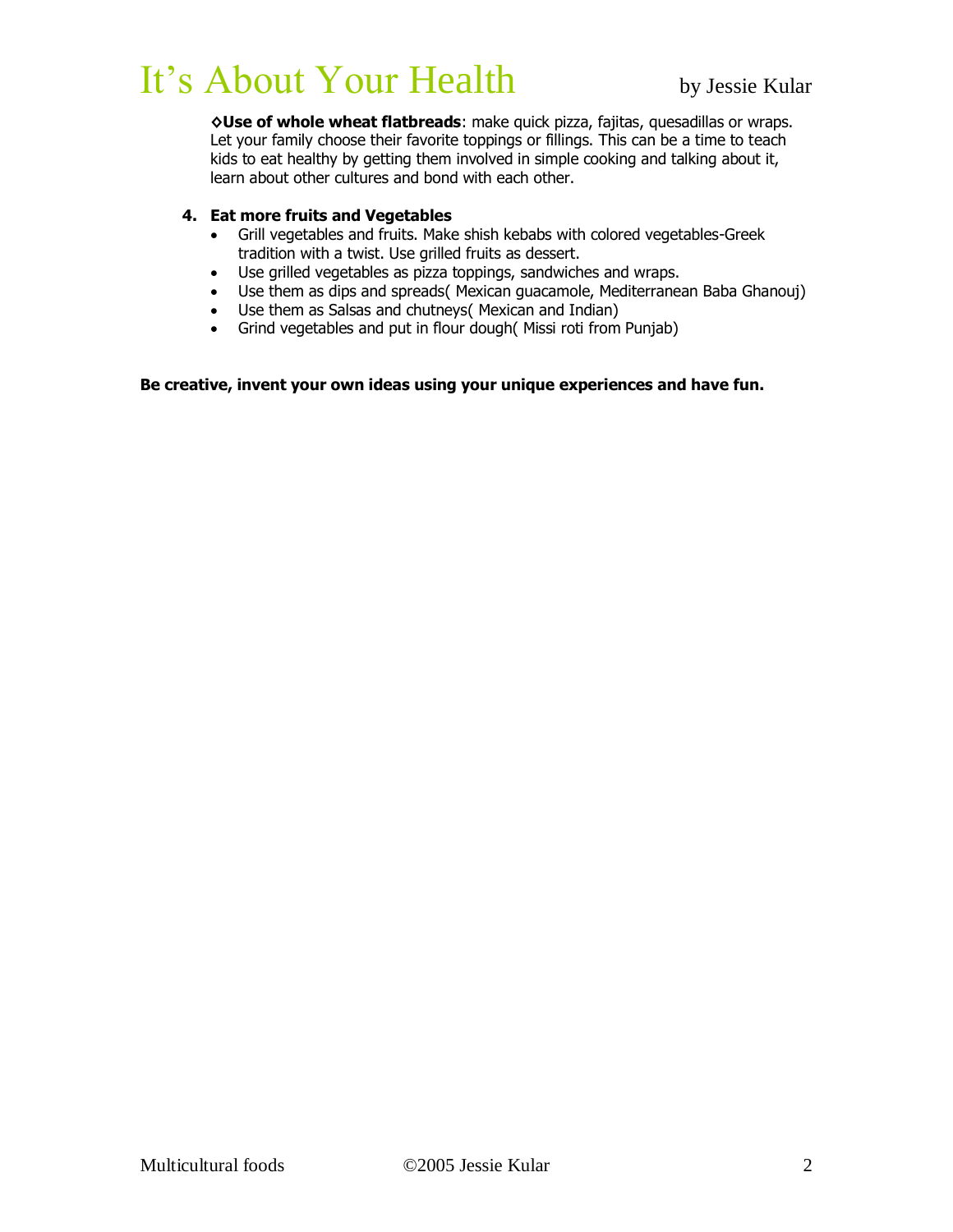◊**Use of whole wheat flatbreads**: make quick pizza, fajitas, quesadillas or wraps. Let your family choose their favorite toppings or fillings. This can be a time to teach kids to eat healthy by getting them involved in simple cooking and talking about it, learn about other cultures and bond with each other.

4. **Eat more fruits and Vegetables**
   - Grill vegetables and fruits. Make shish kebabs with colored vegetables-Greek tradition with a twist. Use grilled fruits as dessert.
   - Use grilled vegetables as pizza toppings, sandwiches and wraps.
   - Use them as dips and spreads( Mexican guacamole, Mediterranean Baba Ghanouj)
   - Use them as Salsas and chutneys( Mexican and Indian)
   - Grind vegetables and put in flour dough( Missi roti from Punjab)

**Be creative, invent your own ideas using your unique experiences and have fun.**